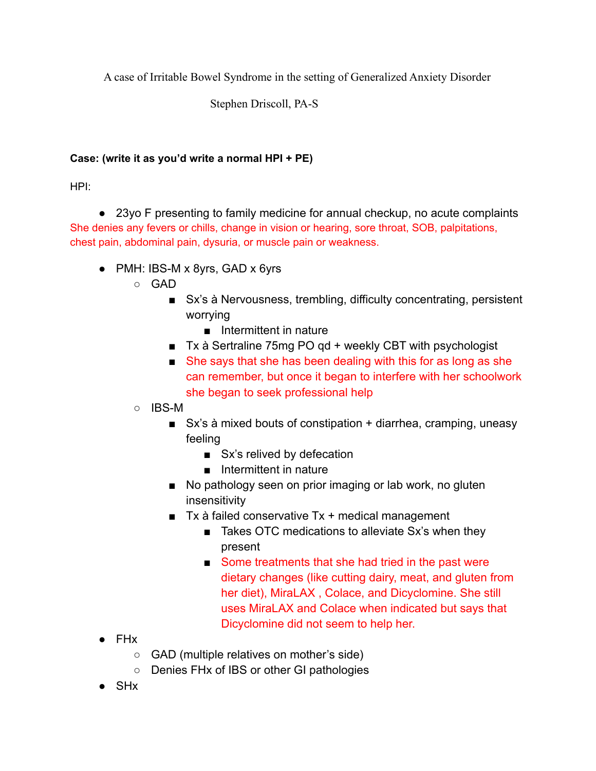A case of Irritable Bowel Syndrome in the setting of Generalized Anxiety Disorder

Stephen Driscoll, PA-S

**Case: (write it as you'd write a normal HPI + PE)**

HPI:

- 23yo F presenting to family medicine for annual checkup, no acute complaints

She denies any fevers or chills, change in vision or hearing, sore throat, SOB, palpitations, chest pain, abdominal pain, dysuria, or muscle pain or weakness.

- PMH: IBS-M x 8yrs, GAD x 6yrs
  - GAD
    - Sx's à Nervousness, trembling, difficulty concentrating, persistent worrying
      - Intermittent in nature
    - Tx à Sertraline 75mg PO qd + weekly CBT with psychologist
    - She says that she has been dealing with this for as long as she can remember, but once it began to interfere with her schoolwork she began to seek professional help
  - IBS-M
    - Sx's à mixed bouts of constipation + diarrhea, cramping, uneasy feeling
      - Sx's relived by defecation
      - Intermittent in nature
    - No pathology seen on prior imaging or lab work, no gluten insensitivity
    - Tx à failed conservative Tx + medical management
      - Takes OTC medications to alleviate Sx's when they present
      - Some treatments that she had tried in the past were dietary changes (like cutting dairy, meat, and gluten from her diet), MiraLAX , Colace, and Dicyclomine. She still uses MiraLAX and Colace when indicated but says that Dicyclomine did not seem to help her.
- FHx
  - GAD (multiple relatives on mother's side)
  - Denies FHx of IBS or other GI pathologies
- SHx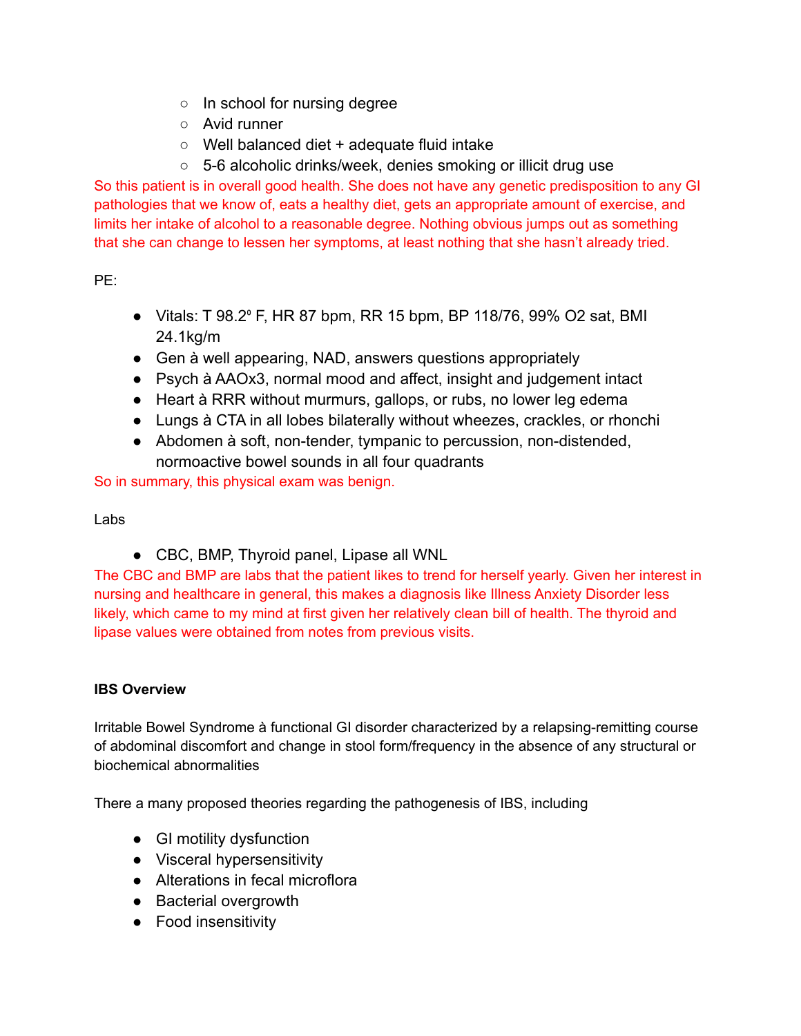- In school for nursing degree
- Avid runner
- Well balanced diet + adequate fluid intake
- 5-6 alcoholic drinks/week, denies smoking or illicit drug use

So this patient is in overall good health. She does not have any genetic predisposition to any GI pathologies that we know of, eats a healthy diet, gets an appropriate amount of exercise, and limits her intake of alcohol to a reasonable degree. Nothing obvious jumps out as something that she can change to lessen her symptoms, at least nothing that she hasn't already tried.

PE:

- Vitals: T 98.2º F, HR 87 bpm, RR 15 bpm, BP 118/76, 99% O2 sat, BMI 24.1kg/m
- Gen à well appearing, NAD, answers questions appropriately
- Psych à AAOx3, normal mood and affect, insight and judgement intact
- Heart à RRR without murmurs, gallops, or rubs, no lower leg edema
- Lungs à CTA in all lobes bilaterally without wheezes, crackles, or rhonchi
- Abdomen à soft, non-tender, tympanic to percussion, non-distended, normoactive bowel sounds in all four quadrants

So in summary, this physical exam was benign.

Labs

- CBC, BMP, Thyroid panel, Lipase all WNL

The CBC and BMP are labs that the patient likes to trend for herself yearly. Given her interest in nursing and healthcare in general, this makes a diagnosis like Illness Anxiety Disorder less likely, which came to my mind at first given her relatively clean bill of health. The thyroid and lipase values were obtained from notes from previous visits.

**IBS Overview**

Irritable Bowel Syndrome à functional GI disorder characterized by a relapsing-remitting course of abdominal discomfort and change in stool form/frequency in the absence of any structural or biochemical abnormalities

There a many proposed theories regarding the pathogenesis of IBS, including

- GI motility dysfunction
- Visceral hypersensitivity
- Alterations in fecal microflora
- Bacterial overgrowth
- Food insensitivity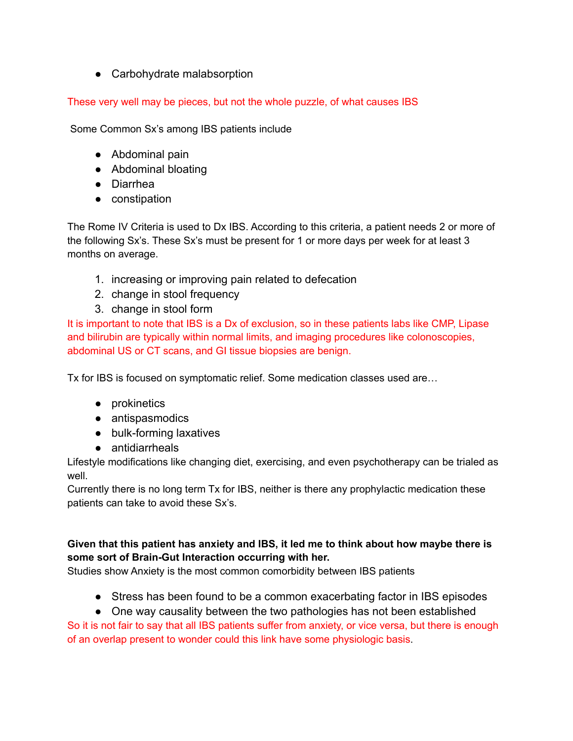- Carbohydrate malabsorption

These very well may be pieces, but not the whole puzzle, of what causes IBS

Some Common Sx's among IBS patients include

- Abdominal pain
- Abdominal bloating
- Diarrhea
- constipation

The Rome IV Criteria is used to Dx IBS. According to this criteria, a patient needs 2 or more of the following Sx's. These Sx's must be present for 1 or more days per week for at least 3 months on average.

1. increasing or improving pain related to defecation
2. change in stool frequency
3. change in stool form

It is important to note that IBS is a Dx of exclusion, so in these patients labs like CMP, Lipase and bilirubin are typically within normal limits, and imaging procedures like colonoscopies, abdominal US or CT scans, and GI tissue biopsies are benign.

Tx for IBS is focused on symptomatic relief. Some medication classes used are…

- prokinetics
- antispasmodics
- bulk-forming laxatives
- antidiarrheals

Lifestyle modifications like changing diet, exercising, and even psychotherapy can be trialed as well.
Currently there is no long term Tx for IBS, neither is there any prophylactic medication these patients can take to avoid these Sx's.

**Given that this patient has anxiety and IBS, it led me to think about how maybe there is some sort of Brain-Gut Interaction occurring with her.**
Studies show Anxiety is the most common comorbidity between IBS patients

- Stress has been found to be a common exacerbating factor in IBS episodes
- One way causality between the two pathologies has not been established

So it is not fair to say that all IBS patients suffer from anxiety, or vice versa, but there is enough of an overlap present to wonder could this link have some physiologic basis.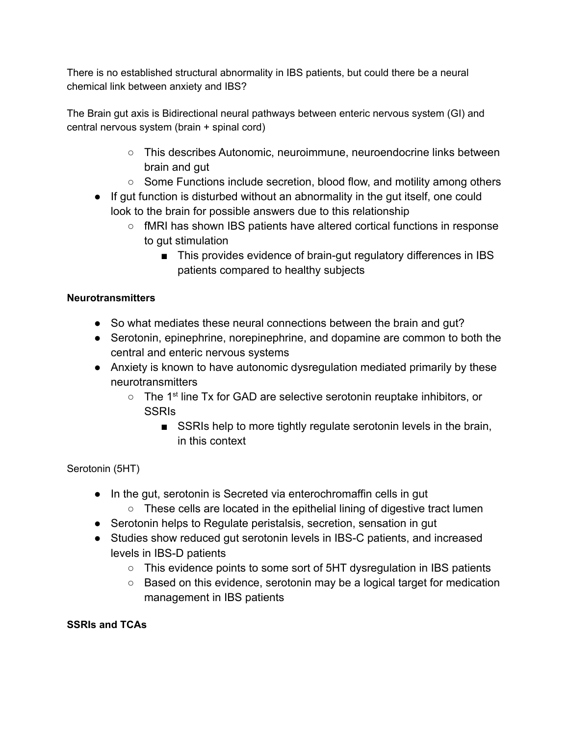There is no established structural abnormality in IBS patients, but could there be a neural chemical link between anxiety and IBS?

The Brain gut axis is Bidirectional neural pathways between enteric nervous system (GI) and central nervous system (brain + spinal cord)

  - This describes Autonomic, neuroimmune, neuroendocrine links between brain and gut
  - Some Functions include secretion, blood flow, and motility among others
- If gut function is disturbed without an abnormality in the gut itself, one could look to the brain for possible answers due to this relationship
  - fMRI has shown IBS patients have altered cortical functions in response to gut stimulation
    - This provides evidence of brain-gut regulatory differences in IBS patients compared to healthy subjects

**Neurotransmitters**

- So what mediates these neural connections between the brain and gut?
- Serotonin, epinephrine, norepinephrine, and dopamine are common to both the central and enteric nervous systems
- Anxiety is known to have autonomic dysregulation mediated primarily by these neurotransmitters
  - The 1st line Tx for GAD are selective serotonin reuptake inhibitors, or SSRIs
    - SSRIs help to more tightly regulate serotonin levels in the brain, in this context

Serotonin (5HT)

- In the gut, serotonin is Secreted via enterochromaffin cells in gut
  - These cells are located in the epithelial lining of digestive tract lumen
- Serotonin helps to Regulate peristalsis, secretion, sensation in gut
- Studies show reduced gut serotonin levels in IBS-C patients, and increased levels in IBS-D patients
  - This evidence points to some sort of 5HT dysregulation in IBS patients
  - Based on this evidence, serotonin may be a logical target for medication management in IBS patients

**SSRIs and TCAs**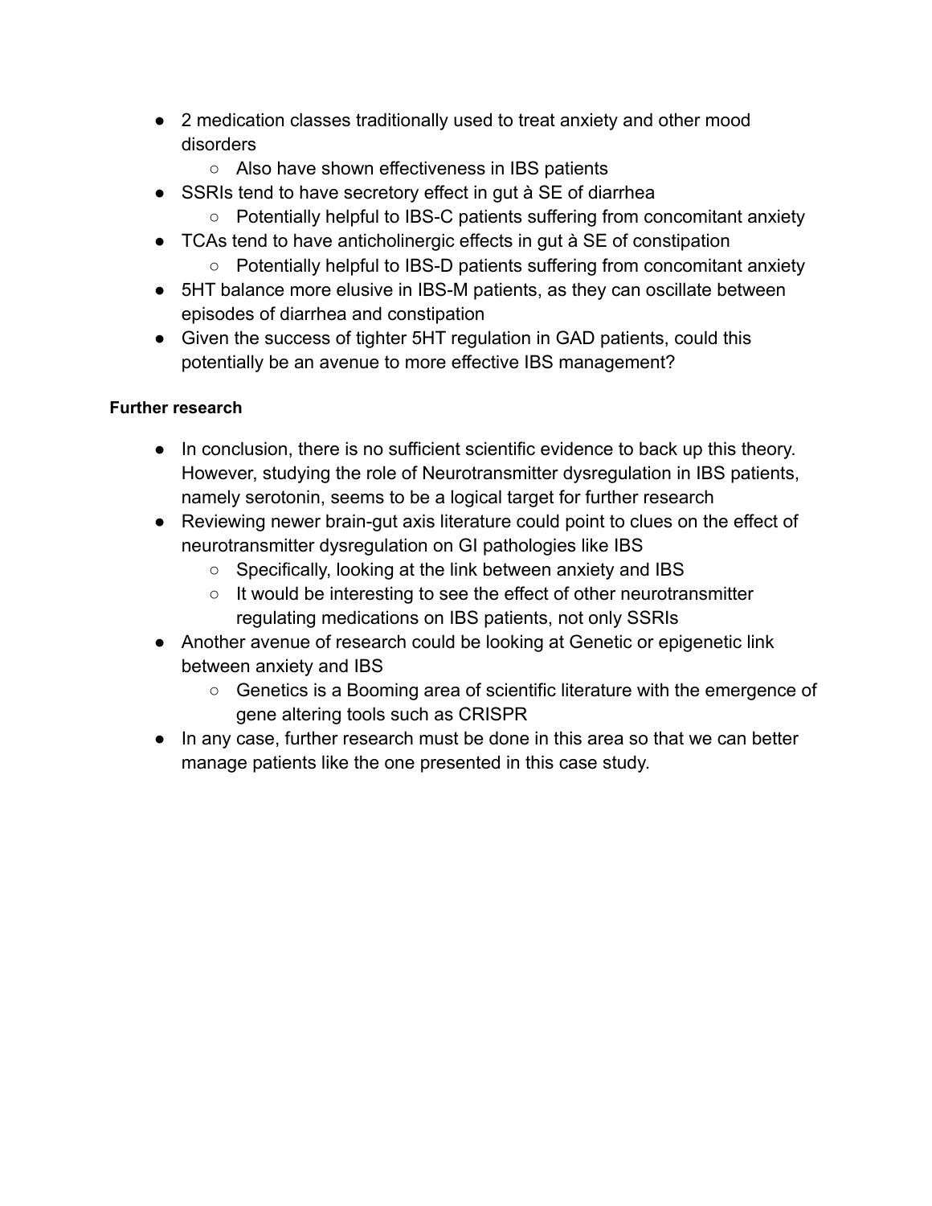- 2 medication classes traditionally used to treat anxiety and other mood disorders
  - Also have shown effectiveness in IBS patients
- SSRIs tend to have secretory effect in gut à SE of diarrhea
  - Potentially helpful to IBS-C patients suffering from concomitant anxiety
- TCAs tend to have anticholinergic effects in gut à SE of constipation
  - Potentially helpful to IBS-D patients suffering from concomitant anxiety
- 5HT balance more elusive in IBS-M patients, as they can oscillate between episodes of diarrhea and constipation
- Given the success of tighter 5HT regulation in GAD patients, could this potentially be an avenue to more effective IBS management?

**Further research**

- In conclusion, there is no sufficient scientific evidence to back up this theory. However, studying the role of Neurotransmitter dysregulation in IBS patients, namely serotonin, seems to be a logical target for further research
- Reviewing newer brain-gut axis literature could point to clues on the effect of neurotransmitter dysregulation on GI pathologies like IBS
  - Specifically, looking at the link between anxiety and IBS
  - It would be interesting to see the effect of other neurotransmitter regulating medications on IBS patients, not only SSRIs
- Another avenue of research could be looking at Genetic or epigenetic link between anxiety and IBS
  - Genetics is a Booming area of scientific literature with the emergence of gene altering tools such as CRISPR
- In any case, further research must be done in this area so that we can better manage patients like the one presented in this case study.